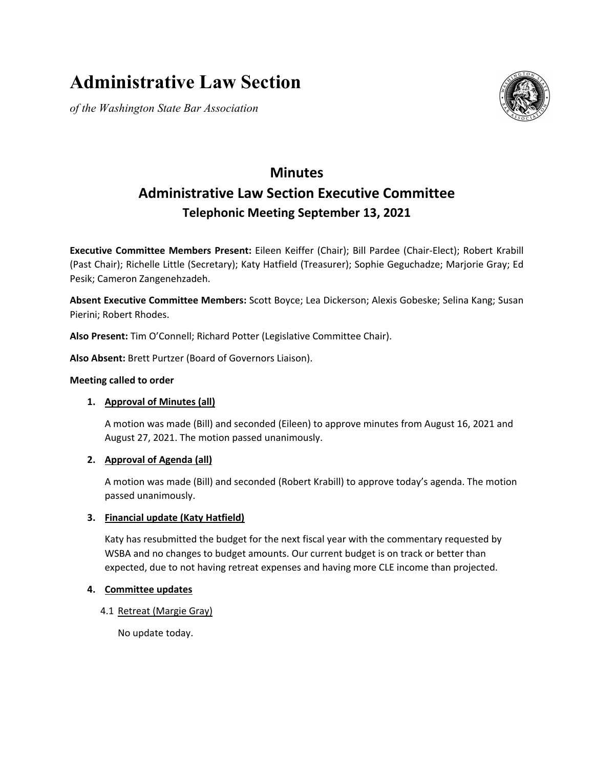# Administrative Law Section

*of the Washington State Bar Association*

## Minutes
## Administrative Law Section Executive Committee
### Telephonic Meeting September 13, 2021

**Executive Committee Members Present:** Eileen Keiffer (Chair); Bill Pardee (Chair-Elect); Robert Krabill (Past Chair); Richelle Little (Secretary); Katy Hatfield (Treasurer); Sophie Geguchadze; Marjorie Gray; Ed Pesik; Cameron Zangenehzadeh.

**Absent Executive Committee Members:** Scott Boyce; Lea Dickerson; Alexis Gobeske; Selina Kang; Susan Pierini; Robert Rhodes.

**Also Present:** Tim O'Connell; Richard Potter (Legislative Committee Chair).

**Also Absent:** Brett Purtzer (Board of Governors Liaison).

**Meeting called to order**

1. **Approval of Minutes (all)**

   A motion was made (Bill) and seconded (Eileen) to approve minutes from August 16, 2021 and August 27, 2021. The motion passed unanimously.

2. **Approval of Agenda (all)**

   A motion was made (Bill) and seconded (Robert Krabill) to approve today's agenda. The motion passed unanimously.

3. **Financial update (Katy Hatfield)**

   Katy has resubmitted the budget for the next fiscal year with the commentary requested by WSBA and no changes to budget amounts. Our current budget is on track or better than expected, due to not having retreat expenses and having more CLE income than projected.

4. **Committee updates**

   4.1 Retreat (Margie Gray)

   No update today.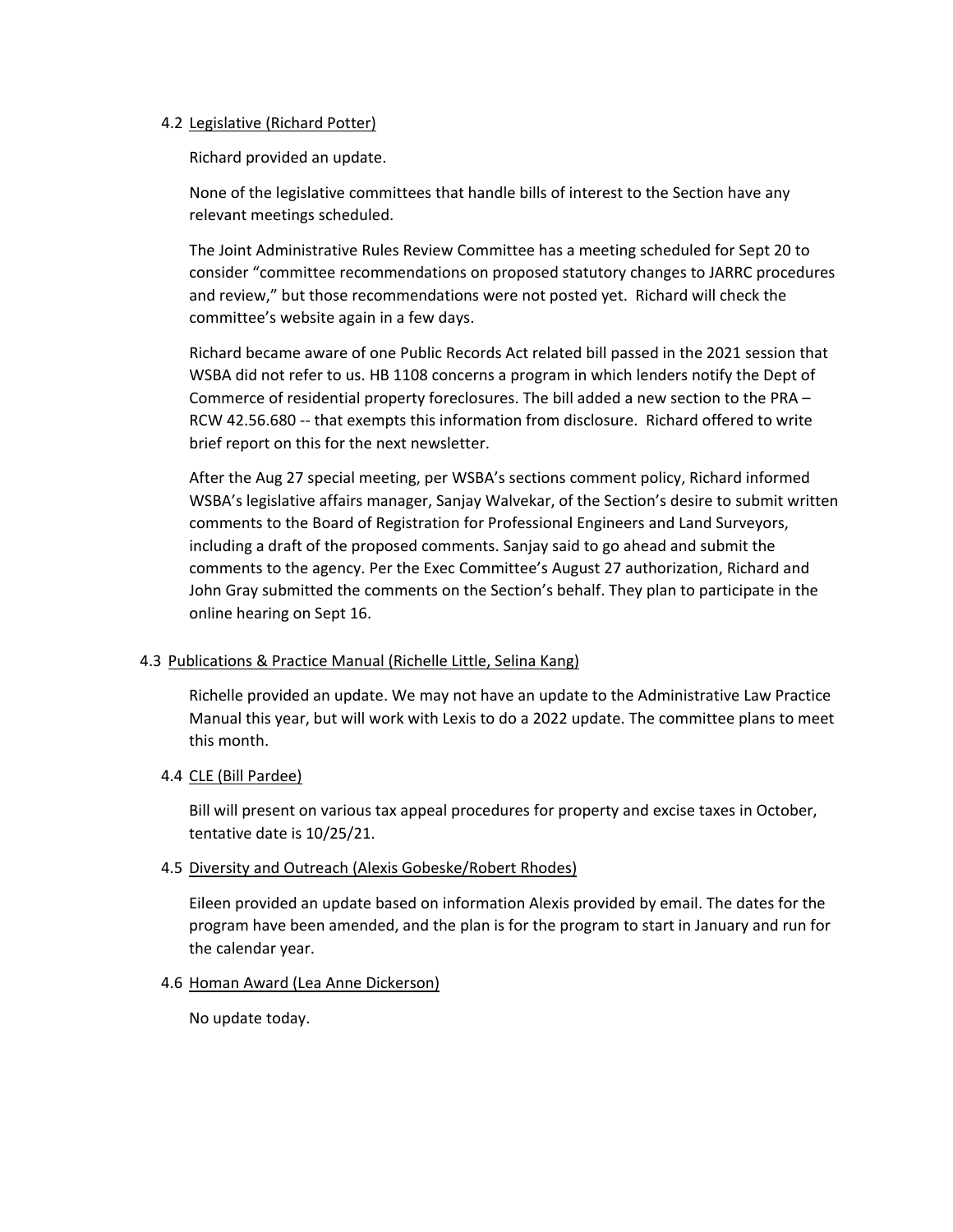4.2 Legislative (Richard Potter)

Richard provided an update.

None of the legislative committees that handle bills of interest to the Section have any relevant meetings scheduled.

The Joint Administrative Rules Review Committee has a meeting scheduled for Sept 20 to consider "committee recommendations on proposed statutory changes to JARRC procedures and review," but those recommendations were not posted yet. Richard will check the committee's website again in a few days.

Richard became aware of one Public Records Act related bill passed in the 2021 session that WSBA did not refer to us. HB 1108 concerns a program in which lenders notify the Dept of Commerce of residential property foreclosures. The bill added a new section to the PRA – RCW 42.56.680 -- that exempts this information from disclosure. Richard offered to write brief report on this for the next newsletter.

After the Aug 27 special meeting, per WSBA's sections comment policy, Richard informed WSBA's legislative affairs manager, Sanjay Walvekar, of the Section's desire to submit written comments to the Board of Registration for Professional Engineers and Land Surveyors, including a draft of the proposed comments. Sanjay said to go ahead and submit the comments to the agency. Per the Exec Committee's August 27 authorization, Richard and John Gray submitted the comments on the Section's behalf. They plan to participate in the online hearing on Sept 16.

4.3 Publications & Practice Manual (Richelle Little, Selina Kang)

Richelle provided an update. We may not have an update to the Administrative Law Practice Manual this year, but will work with Lexis to do a 2022 update. The committee plans to meet this month.

4.4 CLE (Bill Pardee)

Bill will present on various tax appeal procedures for property and excise taxes in October, tentative date is 10/25/21.

4.5 Diversity and Outreach (Alexis Gobeske/Robert Rhodes)

Eileen provided an update based on information Alexis provided by email. The dates for the program have been amended, and the plan is for the program to start in January and run for the calendar year.

4.6 Homan Award (Lea Anne Dickerson)

No update today.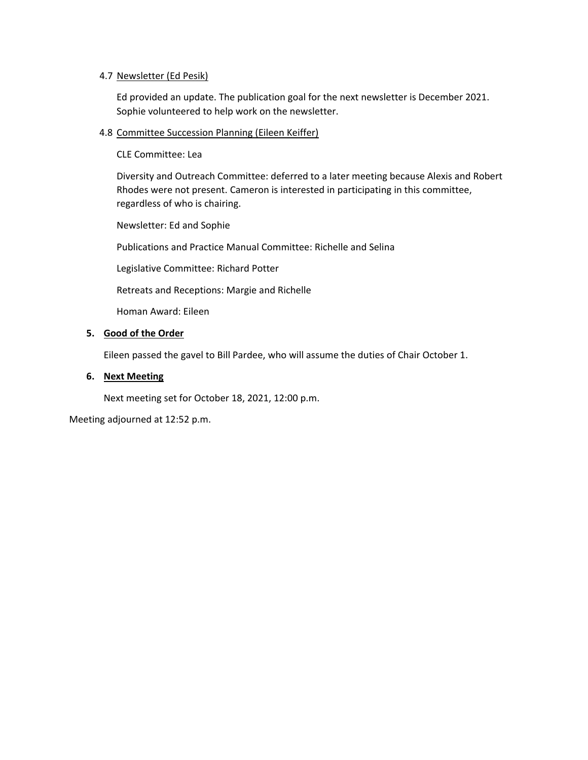4.7 Newsletter (Ed Pesik)

Ed provided an update. The publication goal for the next newsletter is December 2021. Sophie volunteered to help work on the newsletter.

4.8 Committee Succession Planning (Eileen Keiffer)

CLE Committee: Lea

Diversity and Outreach Committee: deferred to a later meeting because Alexis and Robert Rhodes were not present. Cameron is interested in participating in this committee, regardless of who is chairing.

Newsletter: Ed and Sophie

Publications and Practice Manual Committee: Richelle and Selina

Legislative Committee: Richard Potter

Retreats and Receptions: Margie and Richelle

Homan Award: Eileen

**5. Good of the Order**

Eileen passed the gavel to Bill Pardee, who will assume the duties of Chair October 1.

**6. Next Meeting**

Next meeting set for October 18, 2021, 12:00 p.m.

Meeting adjourned at 12:52 p.m.